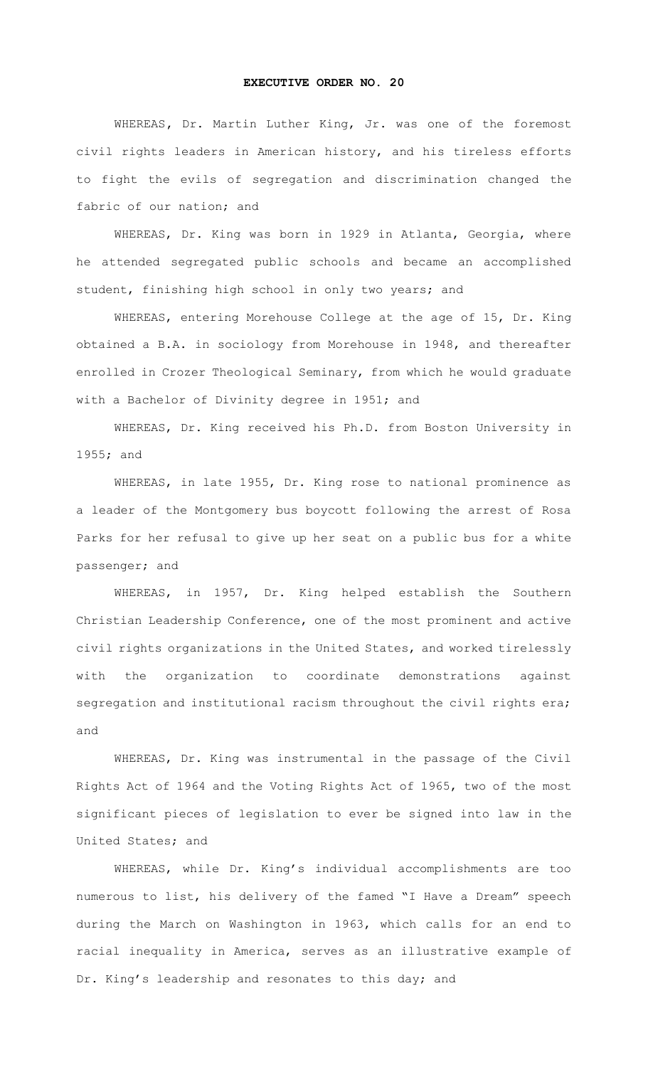# EXECUTIVE ORDER NO. 20

WHEREAS, Dr. Martin Luther King, Jr. was one of the foremost civil rights leaders in American history, and his tireless efforts to fight the evils of segregation and discrimination changed the fabric of our nation; and

WHEREAS, Dr. King was born in 1929 in Atlanta, Georgia, where he attended segregated public schools and became an accomplished student, finishing high school in only two years; and

WHEREAS, entering Morehouse College at the age of 15, Dr. King obtained a B.A. in sociology from Morehouse in 1948, and thereafter enrolled in Crozer Theological Seminary, from which he would graduate with a Bachelor of Divinity degree in 1951; and

WHEREAS, Dr. King received his Ph.D. from Boston University in 1955; and

WHEREAS, in late 1955, Dr. King rose to national prominence as a leader of the Montgomery bus boycott following the arrest of Rosa Parks for her refusal to give up her seat on a public bus for a white passenger; and

WHEREAS, in 1957, Dr. King helped establish the Southern Christian Leadership Conference, one of the most prominent and active civil rights organizations in the United States, and worked tirelessly with the organization to coordinate demonstrations against segregation and institutional racism throughout the civil rights era; and

WHEREAS, Dr. King was instrumental in the passage of the Civil Rights Act of 1964 and the Voting Rights Act of 1965, two of the most significant pieces of legislation to ever be signed into law in the United States; and

WHEREAS, while Dr. King's individual accomplishments are too numerous to list, his delivery of the famed "I Have a Dream" speech during the March on Washington in 1963, which calls for an end to racial inequality in America, serves as an illustrative example of Dr. King's leadership and resonates to this day; and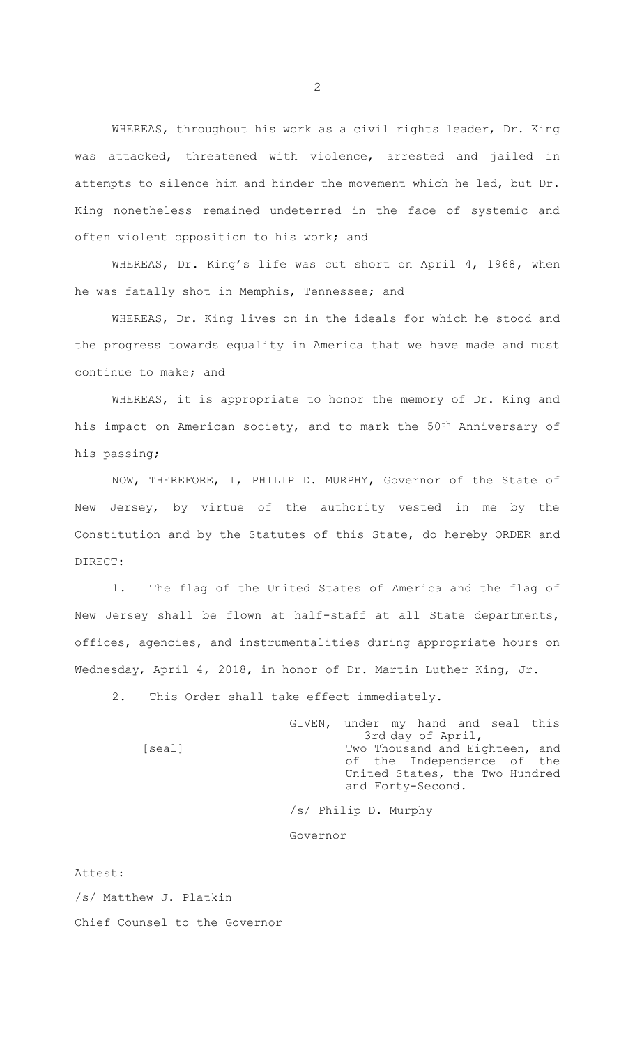WHEREAS, throughout his work as a civil rights leader, Dr. King was attacked, threatened with violence, arrested and jailed in attempts to silence him and hinder the movement which he led, but Dr. King nonetheless remained undeterred in the face of systemic and often violent opposition to his work; and

WHEREAS, Dr. King's life was cut short on April 4, 1968, when he was fatally shot in Memphis, Tennessee; and

WHEREAS, Dr. King lives on in the ideals for which he stood and the progress towards equality in America that we have made and must continue to make; and

WHEREAS, it is appropriate to honor the memory of Dr. King and his impact on American society, and to mark the 50th Anniversary of his passing;

NOW, THEREFORE, I, PHILIP D. MURPHY, Governor of the State of New Jersey, by virtue of the authority vested in me by the Constitution and by the Statutes of this State, do hereby ORDER and DIRECT:

1. The flag of the United States of America and the flag of New Jersey shall be flown at half-staff at all State departments, offices, agencies, and instrumentalities during appropriate hours on Wednesday, April 4, 2018, in honor of Dr. Martin Luther King, Jr.

2. This Order shall take effect immediately.

[seal]

GIVEN, under my hand and seal this 3rd day of April, Two Thousand and Eighteen, and of the Independence of the United States, the Two Hundred and Forty-Second.

/s/ Philip D. Murphy

Governor

Attest:

/s/ Matthew J. Platkin

Chief Counsel to the Governor